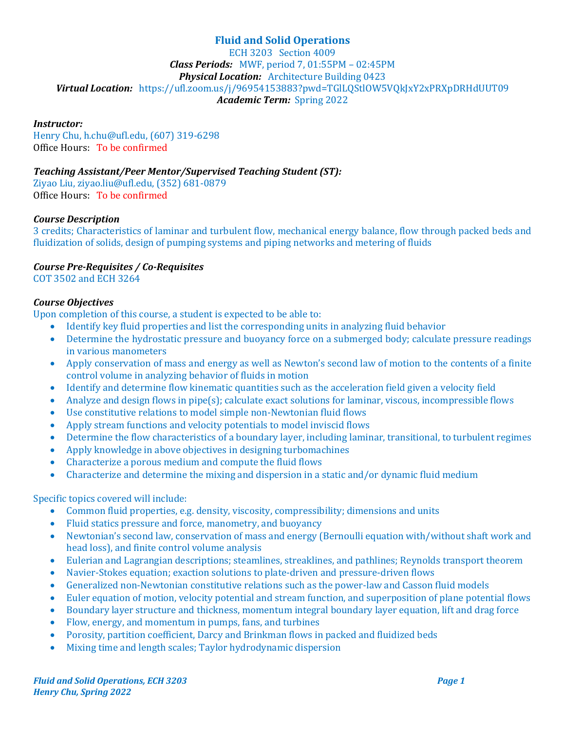# Fluid and Solid Operations

ECH 3203 Section 4009

***Class Periods:*** MWF, period 7, 01:55PM – 02:45PM

***Physical Location:*** Architecture Building 0423

***Virtual Location:*** https://ufl.zoom.us/j/96954153883?pwd=TGlLQStlOW5VQkJxY2xPRXpDRHdUUT09

***Academic Term:*** Spring 2022

***Instructor:***

Henry Chu, h.chu@ufl.edu, (607) 319-6298

Office Hours: To be confirmed

***Teaching Assistant/Peer Mentor/Supervised Teaching Student (ST):***

Ziyao Liu, ziyao.liu@ufl.edu, (352) 681-0879

Office Hours: To be confirmed

***Course Description***

3 credits; Characteristics of laminar and turbulent flow, mechanical energy balance, flow through packed beds and fluidization of solids, design of pumping systems and piping networks and metering of fluids

***Course Pre-Requisites / Co-Requisites***

COT 3502 and ECH 3264

***Course Objectives***

Upon completion of this course, a student is expected to be able to:

- Identify key fluid properties and list the corresponding units in analyzing fluid behavior
- Determine the hydrostatic pressure and buoyancy force on a submerged body; calculate pressure readings in various manometers
- Apply conservation of mass and energy as well as Newton's second law of motion to the contents of a finite control volume in analyzing behavior of fluids in motion
- Identify and determine flow kinematic quantities such as the acceleration field given a velocity field
- Analyze and design flows in pipe(s); calculate exact solutions for laminar, viscous, incompressible flows
- Use constitutive relations to model simple non-Newtonian fluid flows
- Apply stream functions and velocity potentials to model inviscid flows
- Determine the flow characteristics of a boundary layer, including laminar, transitional, to turbulent regimes
- Apply knowledge in above objectives in designing turbomachines
- Characterize a porous medium and compute the fluid flows
- Characterize and determine the mixing and dispersion in a static and/or dynamic fluid medium

Specific topics covered will include:

- Common fluid properties, e.g. density, viscosity, compressibility; dimensions and units
- Fluid statics pressure and force, manometry, and buoyancy
- Newtonian's second law, conservation of mass and energy (Bernoulli equation with/without shaft work and head loss), and finite control volume analysis
- Eulerian and Lagrangian descriptions; steamlines, streaklines, and pathlines; Reynolds transport theorem
- Navier-Stokes equation; exaction solutions to plate-driven and pressure-driven flows
- Generalized non-Newtonian constitutive relations such as the power-law and Casson fluid models
- Euler equation of motion, velocity potential and stream function, and superposition of plane potential flows
- Boundary layer structure and thickness, momentum integral boundary layer equation, lift and drag force
- Flow, energy, and momentum in pumps, fans, and turbines
- Porosity, partition coefficient, Darcy and Brinkman flows in packed and fluidized beds
- Mixing time and length scales; Taylor hydrodynamic dispersion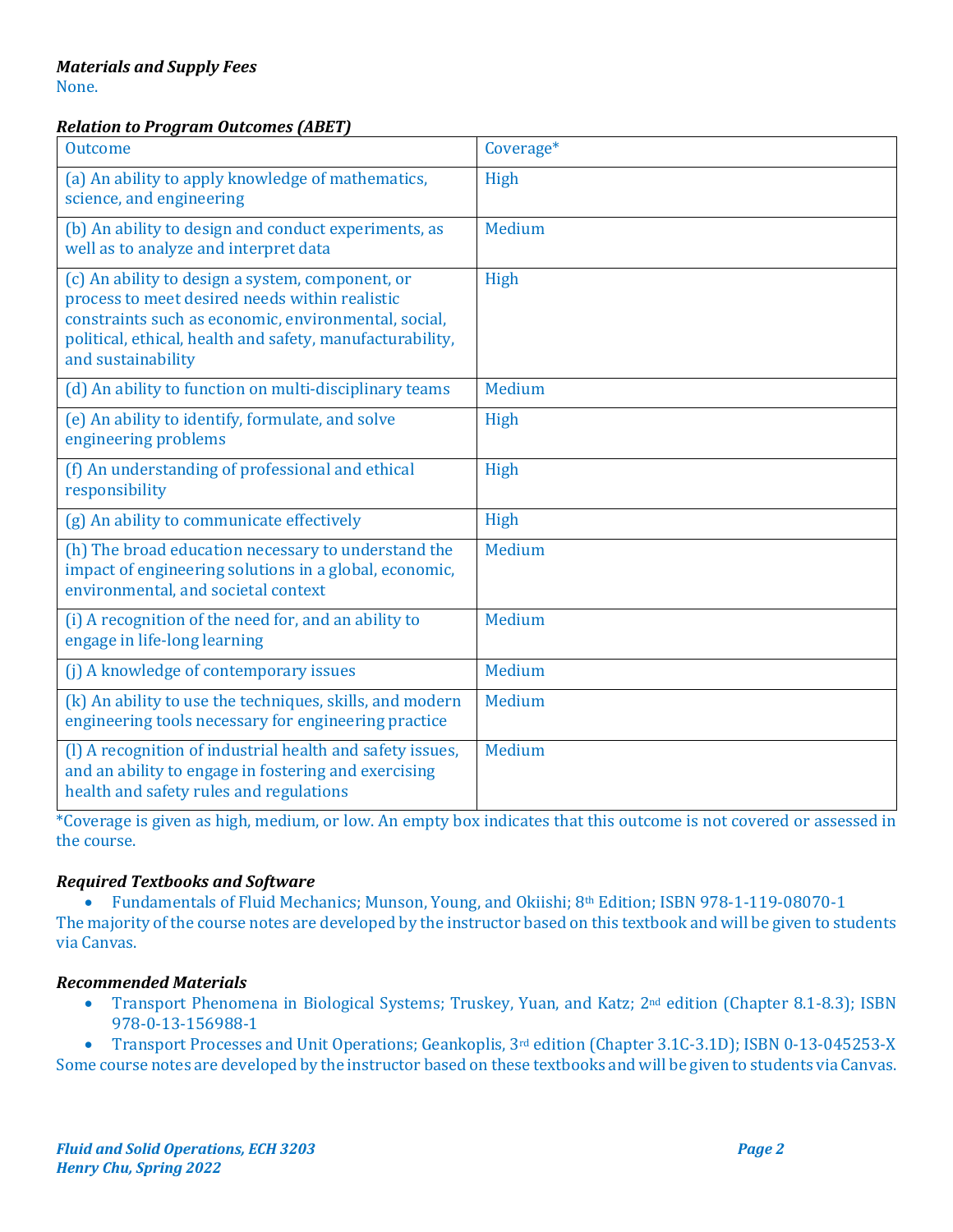***Materials and Supply Fees***

None.

***Relation to Program Outcomes (ABET)***

| Outcome | Coverage* |
|---|---|
| (a) An ability to apply knowledge of mathematics, science, and engineering | High |
| (b) An ability to design and conduct experiments, as well as to analyze and interpret data | Medium |
| (c) An ability to design a system, component, or process to meet desired needs within realistic constraints such as economic, environmental, social, political, ethical, health and safety, manufacturability, and sustainability | High |
| (d) An ability to function on multi-disciplinary teams | Medium |
| (e) An ability to identify, formulate, and solve engineering problems | High |
| (f) An understanding of professional and ethical responsibility | High |
| (g) An ability to communicate effectively | High |
| (h) The broad education necessary to understand the impact of engineering solutions in a global, economic, environmental, and societal context | Medium |
| (i) A recognition of the need for, and an ability to engage in life-long learning | Medium |
| (j) A knowledge of contemporary issues | Medium |
| (k) An ability to use the techniques, skills, and modern engineering tools necessary for engineering practice | Medium |
| (l) A recognition of industrial health and safety issues, and an ability to engage in fostering and exercising health and safety rules and regulations | Medium |

*Coverage is given as high, medium, or low. An empty box indicates that this outcome is not covered or assessed in the course.

***Required Textbooks and Software***

- Fundamentals of Fluid Mechanics; Munson, Young, and Okiishi; 8th Edition; ISBN 978-1-119-08070-1

The majority of the course notes are developed by the instructor based on this textbook and will be given to students via Canvas.

***Recommended Materials***

- Transport Phenomena in Biological Systems; Truskey, Yuan, and Katz; 2nd edition (Chapter 8.1-8.3); ISBN 978-0-13-156988-1
- Transport Processes and Unit Operations; Geankoplis, 3rd edition (Chapter 3.1C-3.1D); ISBN 0-13-045253-X

Some course notes are developed by the instructor based on these textbooks and will be given to students via Canvas.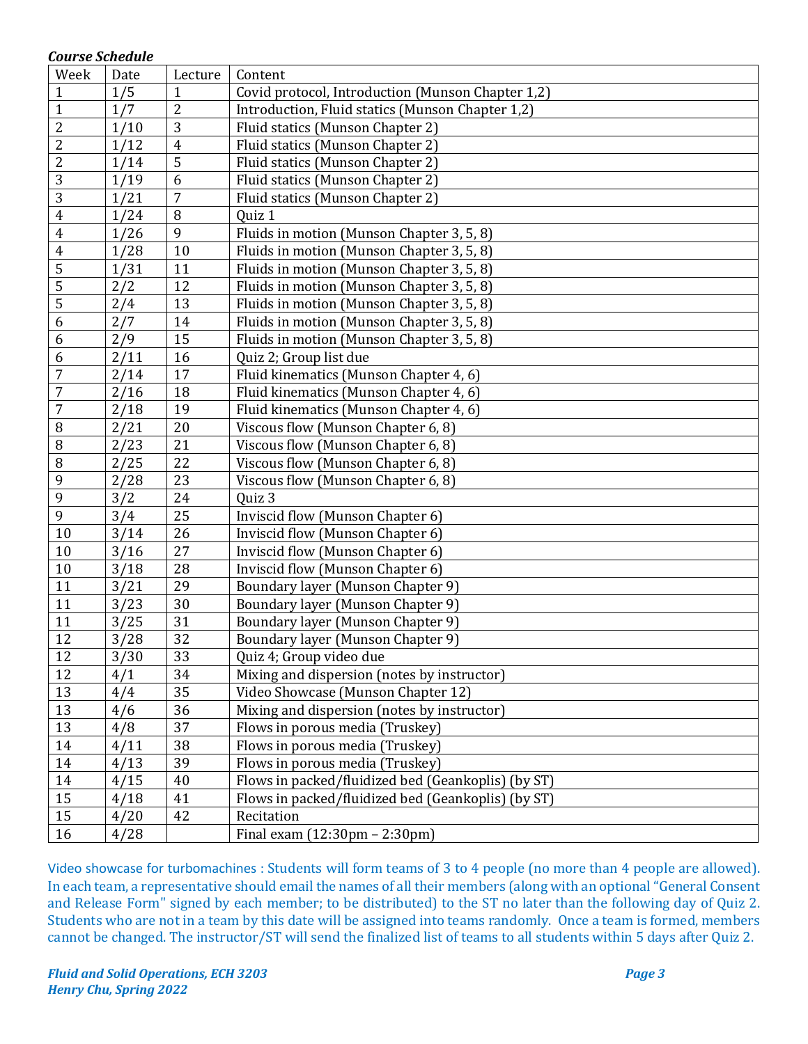***Course Schedule***

| Week | Date | Lecture | Content |
|---|---|---|---|
| 1 | 1/5 | 1 | Covid protocol, Introduction (Munson Chapter 1,2) |
| 1 | 1/7 | 2 | Introduction, Fluid statics (Munson Chapter 1,2) |
| 2 | 1/10 | 3 | Fluid statics (Munson Chapter 2) |
| 2 | 1/12 | 4 | Fluid statics (Munson Chapter 2) |
| 2 | 1/14 | 5 | Fluid statics (Munson Chapter 2) |
| 3 | 1/19 | 6 | Fluid statics (Munson Chapter 2) |
| 3 | 1/21 | 7 | Fluid statics (Munson Chapter 2) |
| 4 | 1/24 | 8 | Quiz 1 |
| 4 | 1/26 | 9 | Fluids in motion (Munson Chapter 3, 5, 8) |
| 4 | 1/28 | 10 | Fluids in motion (Munson Chapter 3, 5, 8) |
| 5 | 1/31 | 11 | Fluids in motion (Munson Chapter 3, 5, 8) |
| 5 | 2/2 | 12 | Fluids in motion (Munson Chapter 3, 5, 8) |
| 5 | 2/4 | 13 | Fluids in motion (Munson Chapter 3, 5, 8) |
| 6 | 2/7 | 14 | Fluids in motion (Munson Chapter 3, 5, 8) |
| 6 | 2/9 | 15 | Fluids in motion (Munson Chapter 3, 5, 8) |
| 6 | 2/11 | 16 | Quiz 2; Group list due |
| 7 | 2/14 | 17 | Fluid kinematics (Munson Chapter 4, 6) |
| 7 | 2/16 | 18 | Fluid kinematics (Munson Chapter 4, 6) |
| 7 | 2/18 | 19 | Fluid kinematics (Munson Chapter 4, 6) |
| 8 | 2/21 | 20 | Viscous flow (Munson Chapter 6, 8) |
| 8 | 2/23 | 21 | Viscous flow (Munson Chapter 6, 8) |
| 8 | 2/25 | 22 | Viscous flow (Munson Chapter 6, 8) |
| 9 | 2/28 | 23 | Viscous flow (Munson Chapter 6, 8) |
| 9 | 3/2 | 24 | Quiz 3 |
| 9 | 3/4 | 25 | Inviscid flow (Munson Chapter 6) |
| 10 | 3/14 | 26 | Inviscid flow (Munson Chapter 6) |
| 10 | 3/16 | 27 | Inviscid flow (Munson Chapter 6) |
| 10 | 3/18 | 28 | Inviscid flow (Munson Chapter 6) |
| 11 | 3/21 | 29 | Boundary layer (Munson Chapter 9) |
| 11 | 3/23 | 30 | Boundary layer (Munson Chapter 9) |
| 11 | 3/25 | 31 | Boundary layer (Munson Chapter 9) |
| 12 | 3/28 | 32 | Boundary layer (Munson Chapter 9) |
| 12 | 3/30 | 33 | Quiz 4; Group video due |
| 12 | 4/1 | 34 | Mixing and dispersion (notes by instructor) |
| 13 | 4/4 | 35 | Video Showcase (Munson Chapter 12) |
| 13 | 4/6 | 36 | Mixing and dispersion (notes by instructor) |
| 13 | 4/8 | 37 | Flows in porous media (Truskey) |
| 14 | 4/11 | 38 | Flows in porous media (Truskey) |
| 14 | 4/13 | 39 | Flows in porous media (Truskey) |
| 14 | 4/15 | 40 | Flows in packed/fluidized bed (Geankoplis) (by ST) |
| 15 | 4/18 | 41 | Flows in packed/fluidized bed (Geankoplis) (by ST) |
| 15 | 4/20 | 42 | Recitation |
| 16 | 4/28 | | Final exam (12:30pm – 2:30pm) |

Video showcase for turbomachines : Students will form teams of 3 to 4 people (no more than 4 people are allowed). In each team, a representative should email the names of all their members (along with an optional "General Consent and Release Form" signed by each member; to be distributed) to the ST no later than the following day of Quiz 2. Students who are not in a team by this date will be assigned into teams randomly. Once a team is formed, members cannot be changed. The instructor/ST will send the finalized list of teams to all students within 5 days after Quiz 2.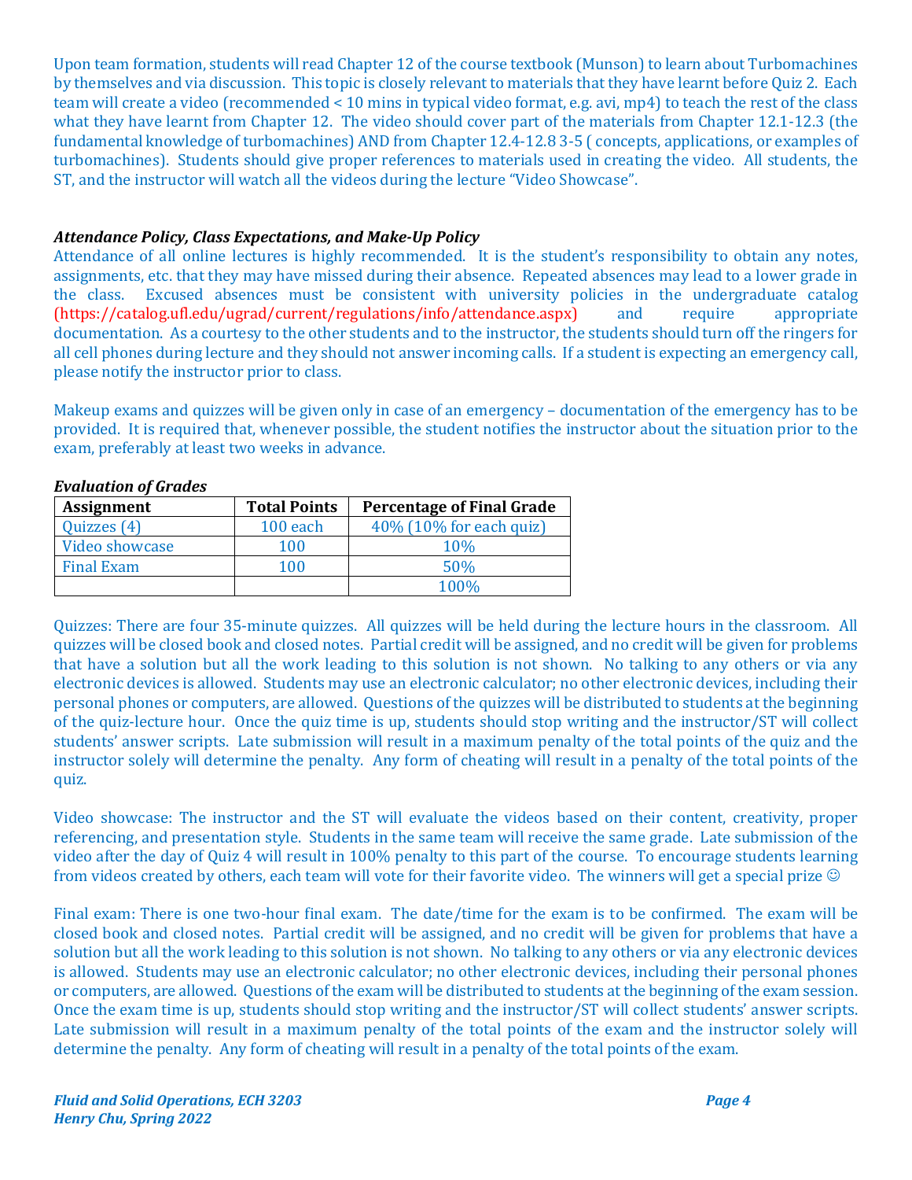Upon team formation, students will read Chapter 12 of the course textbook (Munson) to learn about Turbomachines by themselves and via discussion. This topic is closely relevant to materials that they have learnt before Quiz 2. Each team will create a video (recommended < 10 mins in typical video format, e.g. avi, mp4) to teach the rest of the class what they have learnt from Chapter 12. The video should cover part of the materials from Chapter 12.1-12.3 (the fundamental knowledge of turbomachines) AND from Chapter 12.4-12.8 3-5 ( concepts, applications, or examples of turbomachines). Students should give proper references to materials used in creating the video. All students, the ST, and the instructor will watch all the videos during the lecture "Video Showcase".

### *Attendance Policy, Class Expectations, and Make-Up Policy*

Attendance of all online lectures is highly recommended. It is the student's responsibility to obtain any notes, assignments, etc. that they may have missed during their absence. Repeated absences may lead to a lower grade in the class. Excused absences must be consistent with university policies in the undergraduate catalog (https://catalog.ufl.edu/ugrad/current/regulations/info/attendance.aspx) and require appropriate documentation. As a courtesy to the other students and to the instructor, the students should turn off the ringers for all cell phones during lecture and they should not answer incoming calls. If a student is expecting an emergency call, please notify the instructor prior to class.

Makeup exams and quizzes will be given only in case of an emergency – documentation of the emergency has to be provided. It is required that, whenever possible, the student notifies the instructor about the situation prior to the exam, preferably at least two weeks in advance.

### *Evaluation of Grades*

| Assignment | Total Points | Percentage of Final Grade |
|---|---|---|
| Quizzes (4) | 100 each | 40% (10% for each quiz) |
| Video showcase | 100 | 10% |
| Final Exam | 100 | 50% |
| | | 100% |

Quizzes: There are four 35-minute quizzes. All quizzes will be held during the lecture hours in the classroom. All quizzes will be closed book and closed notes. Partial credit will be assigned, and no credit will be given for problems that have a solution but all the work leading to this solution is not shown. No talking to any others or via any electronic devices is allowed. Students may use an electronic calculator; no other electronic devices, including their personal phones or computers, are allowed. Questions of the quizzes will be distributed to students at the beginning of the quiz-lecture hour. Once the quiz time is up, students should stop writing and the instructor/ST will collect students' answer scripts. Late submission will result in a maximum penalty of the total points of the quiz and the instructor solely will determine the penalty. Any form of cheating will result in a penalty of the total points of the quiz.

Video showcase: The instructor and the ST will evaluate the videos based on their content, creativity, proper referencing, and presentation style. Students in the same team will receive the same grade. Late submission of the video after the day of Quiz 4 will result in 100% penalty to this part of the course. To encourage students learning from videos created by others, each team will vote for their favorite video. The winners will get a special prize ☺

Final exam: There is one two-hour final exam. The date/time for the exam is to be confirmed. The exam will be closed book and closed notes. Partial credit will be assigned, and no credit will be given for problems that have a solution but all the work leading to this solution is not shown. No talking to any others or via any electronic devices is allowed. Students may use an electronic calculator; no other electronic devices, including their personal phones or computers, are allowed. Questions of the exam will be distributed to students at the beginning of the exam session. Once the exam time is up, students should stop writing and the instructor/ST will collect students' answer scripts. Late submission will result in a maximum penalty of the total points of the exam and the instructor solely will determine the penalty. Any form of cheating will result in a penalty of the total points of the exam.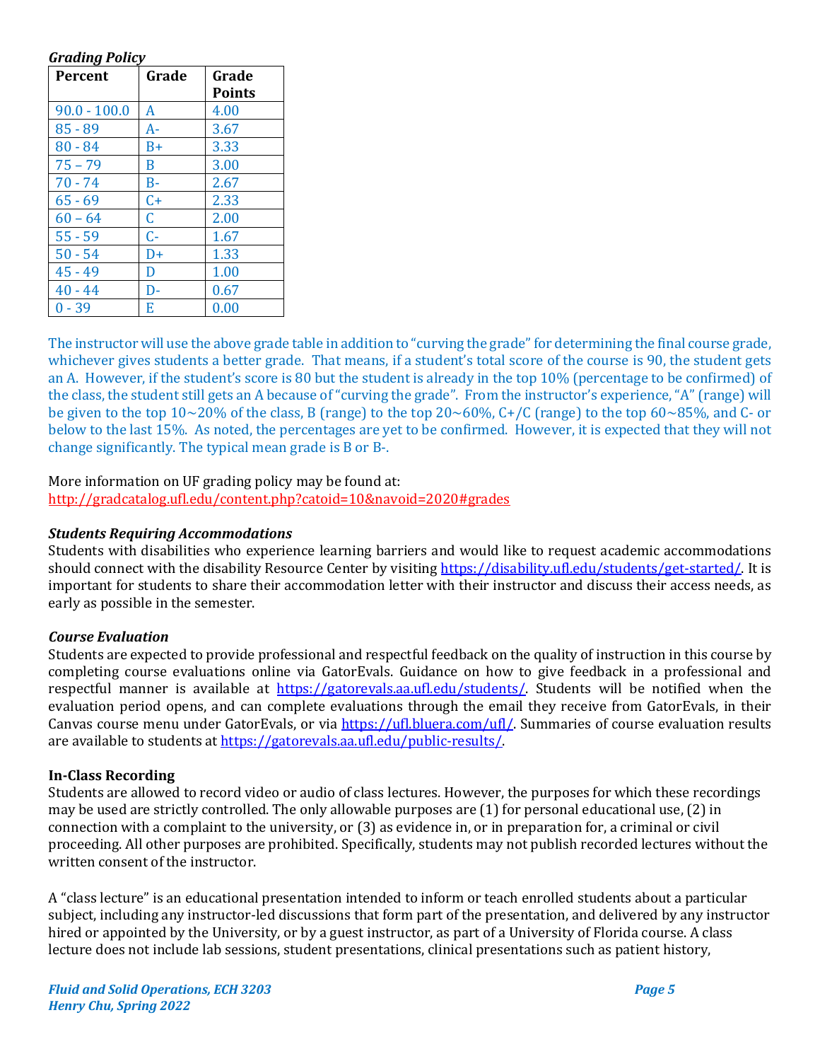***Grading Policy***

| Percent | Grade | Grade Points |
|---|---|---|
| 90.0 - 100.0 | A | 4.00 |
| 85 - 89 | A- | 3.67 |
| 80 - 84 | B+ | 3.33 |
| 75 – 79 | B | 3.00 |
| 70 - 74 | B- | 2.67 |
| 65 - 69 | C+ | 2.33 |
| 60 – 64 | C | 2.00 |
| 55 - 59 | C- | 1.67 |
| 50 - 54 | D+ | 1.33 |
| 45 - 49 | D | 1.00 |
| 40 - 44 | D- | 0.67 |
| 0 - 39 | E | 0.00 |

The instructor will use the above grade table in addition to "curving the grade" for determining the final course grade, whichever gives students a better grade. That means, if a student's total score of the course is 90, the student gets an A. However, if the student's score is 80 but the student is already in the top 10% (percentage to be confirmed) of the class, the student still gets an A because of "curving the grade". From the instructor's experience, "A" (range) will be given to the top 10~20% of the class, B (range) to the top 20~60%, C+/C (range) to the top 60~85%, and C- or below to the last 15%. As noted, the percentages are yet to be confirmed. However, it is expected that they will not change significantly. The typical mean grade is B or B-.

More information on UF grading policy may be found at:
http://gradcatalog.ufl.edu/content.php?catoid=10&navoid=2020#grades

***Students Requiring Accommodations***

Students with disabilities who experience learning barriers and would like to request academic accommodations should connect with the disability Resource Center by visiting https://disability.ufl.edu/students/get-started/. It is important for students to share their accommodation letter with their instructor and discuss their access needs, as early as possible in the semester.

***Course Evaluation***

Students are expected to provide professional and respectful feedback on the quality of instruction in this course by completing course evaluations online via GatorEvals. Guidance on how to give feedback in a professional and respectful manner is available at https://gatorevals.aa.ufl.edu/students/. Students will be notified when the evaluation period opens, and can complete evaluations through the email they receive from GatorEvals, in their Canvas course menu under GatorEvals, or via https://ufl.bluera.com/ufl/. Summaries of course evaluation results are available to students at https://gatorevals.aa.ufl.edu/public-results/.

**In-Class Recording**

Students are allowed to record video or audio of class lectures. However, the purposes for which these recordings may be used are strictly controlled. The only allowable purposes are (1) for personal educational use, (2) in connection with a complaint to the university, or (3) as evidence in, or in preparation for, a criminal or civil proceeding. All other purposes are prohibited. Specifically, students may not publish recorded lectures without the written consent of the instructor.

A "class lecture" is an educational presentation intended to inform or teach enrolled students about a particular subject, including any instructor-led discussions that form part of the presentation, and delivered by any instructor hired or appointed by the University, or by a guest instructor, as part of a University of Florida course. A class lecture does not include lab sessions, student presentations, clinical presentations such as patient history,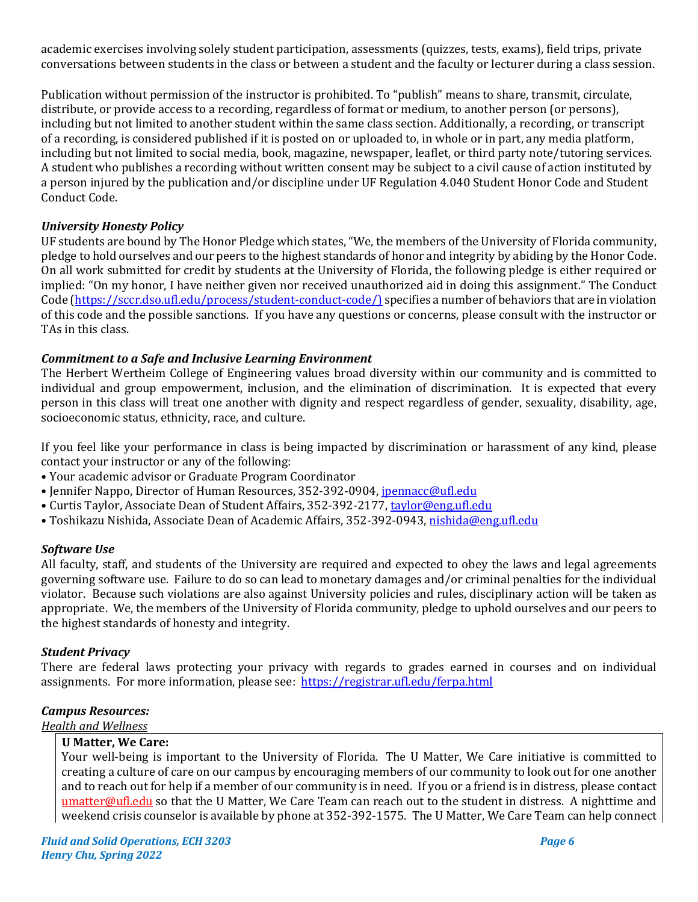academic exercises involving solely student participation, assessments (quizzes, tests, exams), field trips, private conversations between students in the class or between a student and the faculty or lecturer during a class session.

Publication without permission of the instructor is prohibited. To "publish" means to share, transmit, circulate, distribute, or provide access to a recording, regardless of format or medium, to another person (or persons), including but not limited to another student within the same class section. Additionally, a recording, or transcript of a recording, is considered published if it is posted on or uploaded to, in whole or in part, any media platform, including but not limited to social media, book, magazine, newspaper, leaflet, or third party note/tutoring services. A student who publishes a recording without written consent may be subject to a civil cause of action instituted by a person injured by the publication and/or discipline under UF Regulation 4.040 Student Honor Code and Student Conduct Code.

***University Honesty Policy***

UF students are bound by The Honor Pledge which states, "We, the members of the University of Florida community, pledge to hold ourselves and our peers to the highest standards of honor and integrity by abiding by the Honor Code. On all work submitted for credit by students at the University of Florida, the following pledge is either required or implied: "On my honor, I have neither given nor received unauthorized aid in doing this assignment." The Conduct Code (https://sccr.dso.ufl.edu/process/student-conduct-code/) specifies a number of behaviors that are in violation of this code and the possible sanctions. If you have any questions or concerns, please consult with the instructor or TAs in this class.

***Commitment to a Safe and Inclusive Learning Environment***

The Herbert Wertheim College of Engineering values broad diversity within our community and is committed to individual and group empowerment, inclusion, and the elimination of discrimination. It is expected that every person in this class will treat one another with dignity and respect regardless of gender, sexuality, disability, age, socioeconomic status, ethnicity, race, and culture.

If you feel like your performance in class is being impacted by discrimination or harassment of any kind, please contact your instructor or any of the following:

- Your academic advisor or Graduate Program Coordinator
- Jennifer Nappo, Director of Human Resources, 352-392-0904, jpennacc@ufl.edu
- Curtis Taylor, Associate Dean of Student Affairs, 352-392-2177, taylor@eng.ufl.edu
- Toshikazu Nishida, Associate Dean of Academic Affairs, 352-392-0943, nishida@eng.ufl.edu

***Software Use***

All faculty, staff, and students of the University are required and expected to obey the laws and legal agreements governing software use. Failure to do so can lead to monetary damages and/or criminal penalties for the individual violator. Because such violations are also against University policies and rules, disciplinary action will be taken as appropriate. We, the members of the University of Florida community, pledge to uphold ourselves and our peers to the highest standards of honesty and integrity.

***Student Privacy***

There are federal laws protecting your privacy with regards to grades earned in courses and on individual assignments. For more information, please see: https://registrar.ufl.edu/ferpa.html

***Campus Resources:***

*Health and Wellness*

**U Matter, We Care:**
Your well-being is important to the University of Florida. The U Matter, We Care initiative is committed to creating a culture of care on our campus by encouraging members of our community to look out for one another and to reach out for help if a member of our community is in need. If you or a friend is in distress, please contact umatter@ufl.edu so that the U Matter, We Care Team can reach out to the student in distress. A nighttime and weekend crisis counselor is available by phone at 352-392-1575. The U Matter, We Care Team can help connect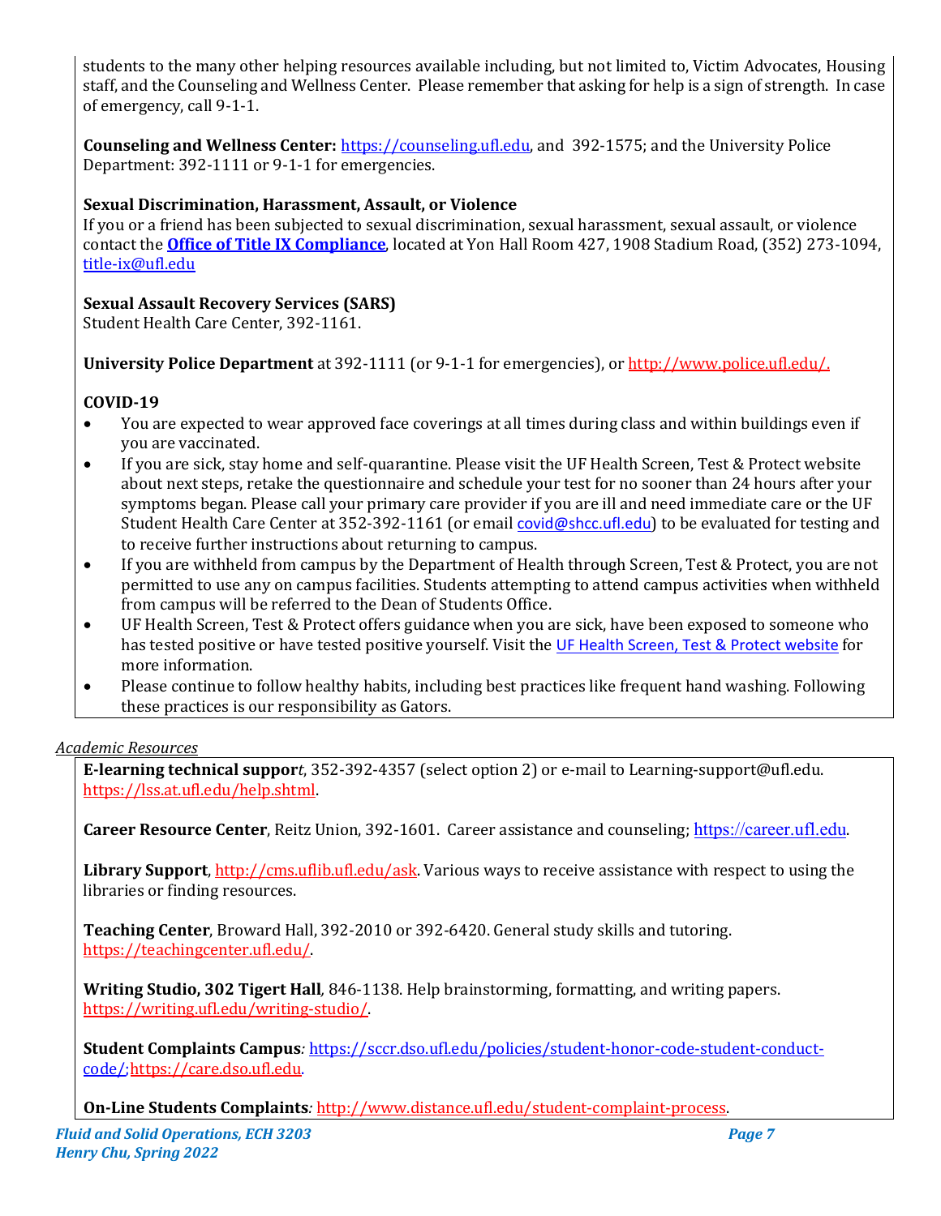students to the many other helping resources available including, but not limited to, Victim Advocates, Housing staff, and the Counseling and Wellness Center. Please remember that asking for help is a sign of strength. In case of emergency, call 9-1-1.

**Counseling and Wellness Center:** https://counseling.ufl.edu, and 392-1575; and the University Police Department: 392-1111 or 9-1-1 for emergencies.

**Sexual Discrimination, Harassment, Assault, or Violence**
If you or a friend has been subjected to sexual discrimination, sexual harassment, sexual assault, or violence contact the **Office of Title IX Compliance**, located at Yon Hall Room 427, 1908 Stadium Road, (352) 273-1094, title-ix@ufl.edu

**Sexual Assault Recovery Services (SARS)**
Student Health Care Center, 392-1161.

**University Police Department** at 392-1111 (or 9-1-1 for emergencies), or http://www.police.ufl.edu/.

**COVID-19**

- You are expected to wear approved face coverings at all times during class and within buildings even if you are vaccinated.
- If you are sick, stay home and self-quarantine. Please visit the UF Health Screen, Test & Protect website about next steps, retake the questionnaire and schedule your test for no sooner than 24 hours after your symptoms began. Please call your primary care provider if you are ill and need immediate care or the UF Student Health Care Center at 352-392-1161 (or email covid@shcc.ufl.edu) to be evaluated for testing and to receive further instructions about returning to campus.
- If you are withheld from campus by the Department of Health through Screen, Test & Protect, you are not permitted to use any on campus facilities. Students attempting to attend campus activities when withheld from campus will be referred to the Dean of Students Office.
- UF Health Screen, Test & Protect offers guidance when you are sick, have been exposed to someone who has tested positive or have tested positive yourself. Visit the UF Health Screen, Test & Protect website for more information.
- Please continue to follow healthy habits, including best practices like frequent hand washing. Following these practices is our responsibility as Gators.

*Academic Resources*

**E-learning technical support**, 352-392-4357 (select option 2) or e-mail to Learning-support@ufl.edu. https://lss.at.ufl.edu/help.shtml.

**Career Resource Center**, Reitz Union, 392-1601. Career assistance and counseling; https://career.ufl.edu.

**Library Support**, http://cms.uflib.ufl.edu/ask. Various ways to receive assistance with respect to using the libraries or finding resources.

**Teaching Center**, Broward Hall, 392-2010 or 392-6420. General study skills and tutoring. https://teachingcenter.ufl.edu/.

**Writing Studio, 302 Tigert Hall**, 846-1138. Help brainstorming, formatting, and writing papers. https://writing.ufl.edu/writing-studio/.

**Student Complaints Campus**: https://sccr.dso.ufl.edu/policies/student-honor-code-student-conduct-code/;https://care.dso.ufl.edu.

**On-Line Students Complaints**: http://www.distance.ufl.edu/student-complaint-process.